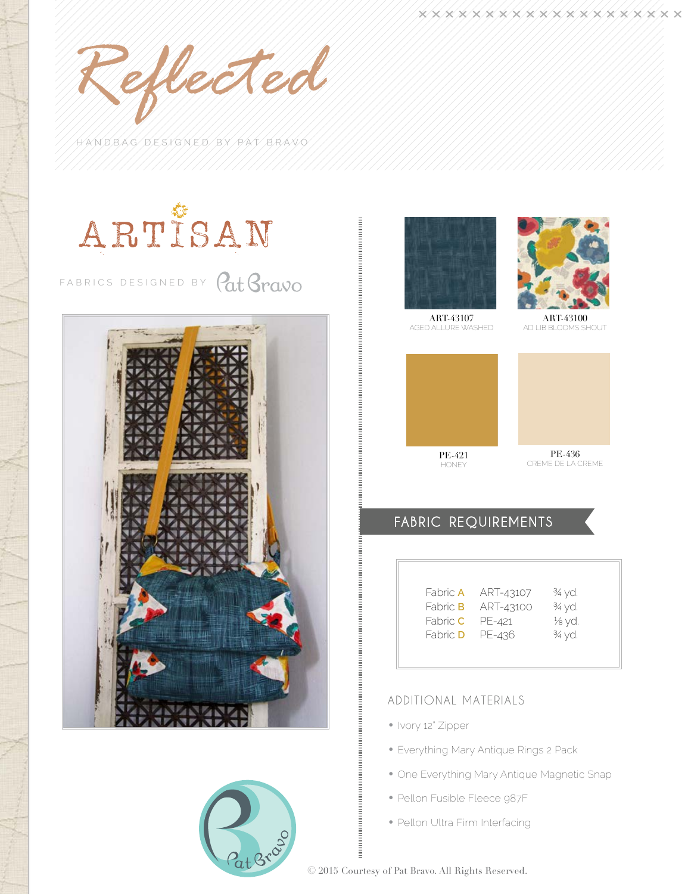# Reflected

HANDBAG DESIGNED BY PAT BRAVO

## ARTISAN

FABRICS DESIGNED BY Pat Bravo

ART-43107
AGED ALLURE WASHED

ART-43100
AD LIB BLOOMS SHOUT

PE-421
HONEY

PE-436
CREME DE LA CREME

## FABRIC REQUIREMENTS

| Fabric | Code | Amount |
|---|---|---|
| Fabric A | ART-43107 | ¾ yd. |
| Fabric B | ART-43100 | ¾ yd. |
| Fabric C | PE-421 | ⅛ yd. |
| Fabric D | PE-436 | ¾ yd. |

## ADDITIONAL MATERIALS

- Ivory 12" Zipper
- Everything Mary Antique Rings 2 Pack
- One Everything Mary Antique Magnetic Snap
- Pellon Fusible Fleece 987F
- Pellon Ultra Firm Interfacing

© 2015 Courtesy of Pat Bravo. All Rights Reserved.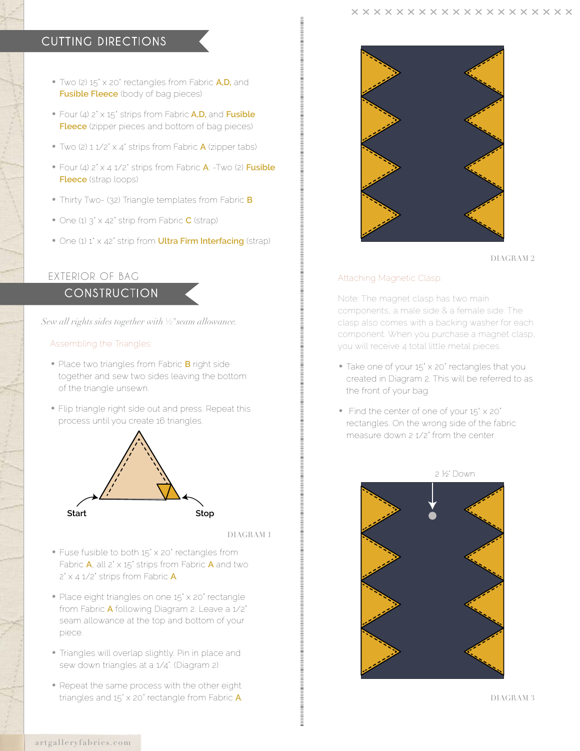## CUTTING DIRECTIONS

- Two (2) 15" x 20" rectangles from Fabric **A,D,** and **Fusible Fleece** (body of bag pieces)
- Four (4) 2" x 15" strips from Fabric **A,D,** and **Fusible Fleece** (zipper pieces and bottom of bag pieces)
- Two (2) 1 1/2" x 4" strips from Fabric **A** (zipper tabs)
- Four (4) 2" x 4 1/2" strips from Fabric **A**: -Two (2) **Fusible Fleece** (strap loops)
- Thirty Two- (32) Triangle templates from Fabric **B**
- One (1) 3" x 42" strip from Fabric **C** (strap)
- One (1) 1" x 42" strip from **Ultra Firm Interfacing** (strap)

## EXTERIOR OF BAG CONSTRUCTION

*Sew all rights sides together with ½" seam allowance.*

### Assembling the Triangles:

- Place two triangles from Fabric **B** right side together and sew two sides leaving the bottom of the triangle unsewn.
- Flip triangle right side out and press. Repeat this process until you create 16 triangles.

Start Stop

DIAGRAM 1

- Fuse fusible to both 15" x 20" rectangles from Fabric **A**, all 2" x 15" strips from Fabric **A** and two 2" x 4 1/2" strips from Fabric **A**.
- Place eight triangles on one 15" x 20" rectangle from Fabric **A** following Diagram 2. Leave a 1/2" seam allowance at the top and bottom of your piece.
- Triangles will overlap slightly. Pin in place and sew down triangles at a 1/4". (Diagram 2)
- Repeat the same process with the other eight triangles and 15" x 20" rectangle from Fabric **A**.

DIAGRAM 2

### Attaching Magnetic Clasp:

Note: The magnet clasp has two main components, a male side & a female side. The clasp also comes with a backing washer for each component. When you purchase a magnet clasp, you will receive 4 total little metal pieces.

- Take one of your 15" x 20" rectangles that you created in Diagram 2. This will be referred to as the front of your bag.
- Find the center of one of your 15" x 20" rectangles. On the wrong side of the fabric measure down 2 1/2" from the center.

2 ½" Down

DIAGRAM 3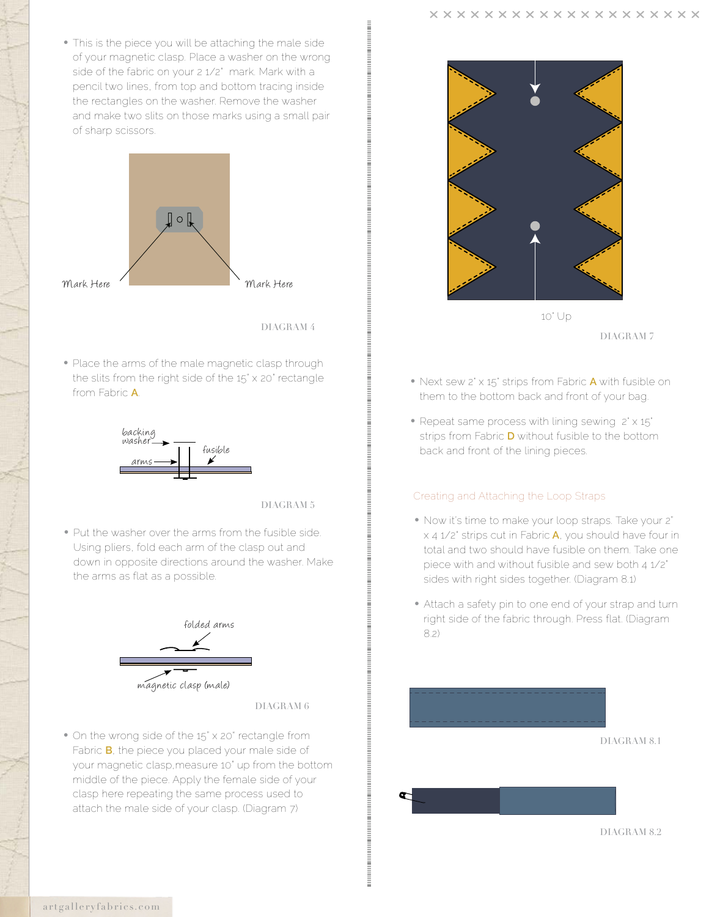- This is the piece you will be attaching the male side of your magnetic clasp. Place a washer on the wrong side of the fabric on your 2 1/2" mark. Mark with a pencil two lines, from top and bottom tracing inside the rectangles on the washer. Remove the washer and make two slits on those marks using a small pair of sharp scissors.

Mark Here

Mark Here

DIAGRAM 4

- Place the arms of the male magnetic clasp through the slits from the right side of the 15" x 20" rectangle from Fabric **A**.

backing washer

fusible

arms

DIAGRAM 5

- Put the washer over the arms from the fusible side. Using pliers, fold each arm of the clasp out and down in opposite directions around the washer. Make the arms as flat as a possible.

folded arms

magnetic clasp (male)

DIAGRAM 6

- On the wrong side of the 15" x 20" rectangle from Fabric **B**, the piece you placed your male side of your magnetic clasp, measure 10" up from the bottom middle of the piece. Apply the female side of your clasp here repeating the same process used to attach the male side of your clasp. (Diagram 7)

10" Up

DIAGRAM 7

- Next sew 2" x 15" strips from Fabric **A** with fusible on them to the bottom back and front of your bag.
- Repeat same process with lining sewing 2" x 15" strips from Fabric **D** without fusible to the bottom back and front of the lining pieces.

## Creating and Attaching the Loop Straps

- Now it's time to make your loop straps. Take your 2" x 4 1/2" strips cut in Fabric **A**, you should have four in total and two should have fusible on them. Take one piece with and without fusible and sew both 4 1/2" sides with right sides together. (Diagram 8.1)
- Attach a safety pin to one end of your strap and turn right side of the fabric through. Press flat. (Diagram 8.2)

DIAGRAM 8.1

DIAGRAM 8.2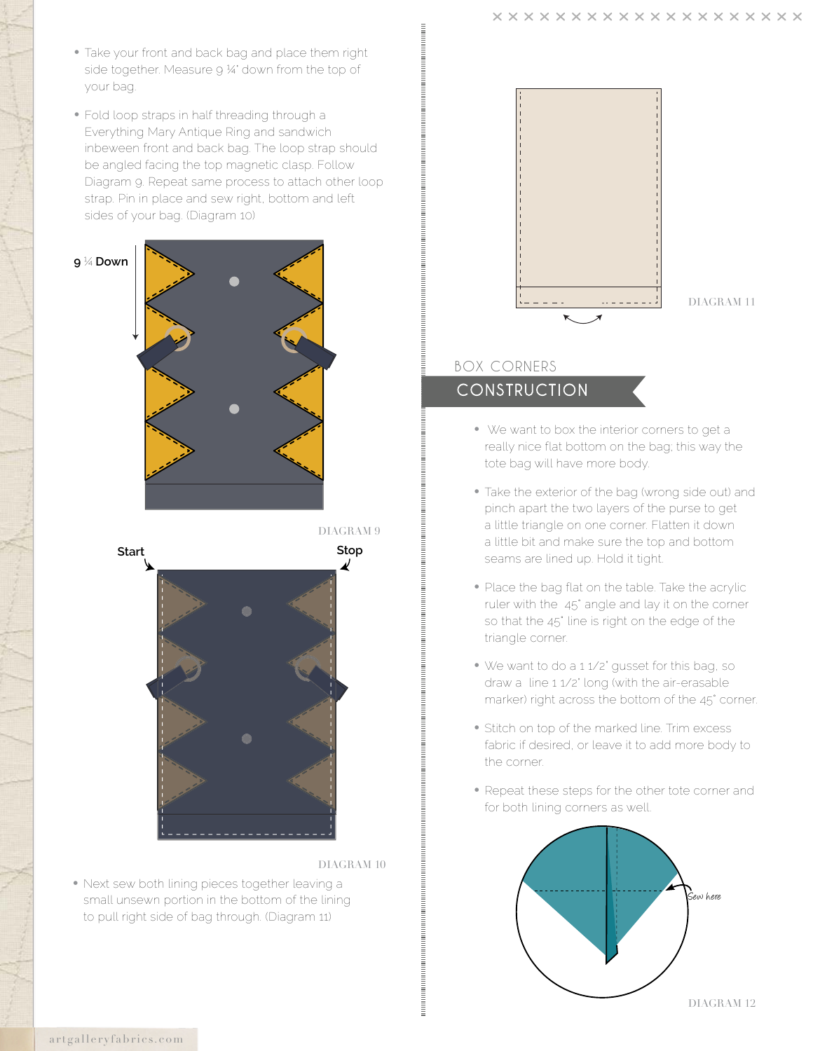- Take your front and back bag and place them right side together. Measure 9 ¼" down from the top of your bag.
- Fold loop straps in half threading through a Everything Mary Antique Ring and sandwich inbeween front and back bag. The loop strap should be angled facing the top magnetic clasp. Follow Diagram 9. Repeat same process to attach other loop strap. Pin in place and sew right, bottom and left sides of your bag. (Diagram 10)

9 ¼ Down

DIAGRAM 9

Start

Stop

DIAGRAM 10

- Next sew both lining pieces together leaving a small unsewn portion in the bottom of the lining to pull right side of bag through. (Diagram 11)

DIAGRAM 11

BOX CORNERS

## CONSTRUCTION

- We want to box the interior corners to get a really nice flat bottom on the bag; this way the tote bag will have more body.
- Take the exterior of the bag (wrong side out) and pinch apart the two layers of the purse to get a little triangle on one corner. Flatten it down a little bit and make sure the top and bottom seams are lined up. Hold it tight.
- Place the bag flat on the table. Take the acrylic ruler with the 45˚ angle and lay it on the corner so that the 45˚ line is right on the edge of the triangle corner.
- We want to do a 1 1/2" gusset for this bag, so draw a line 1 1/2" long (with the air-erasable marker) right across the bottom of the 45˚ corner.
- Stitch on top of the marked line. Trim excess fabric if desired, or leave it to add more body to the corner.
- Repeat these steps for the other tote corner and for both lining corners as well.

Sew here

DIAGRAM 12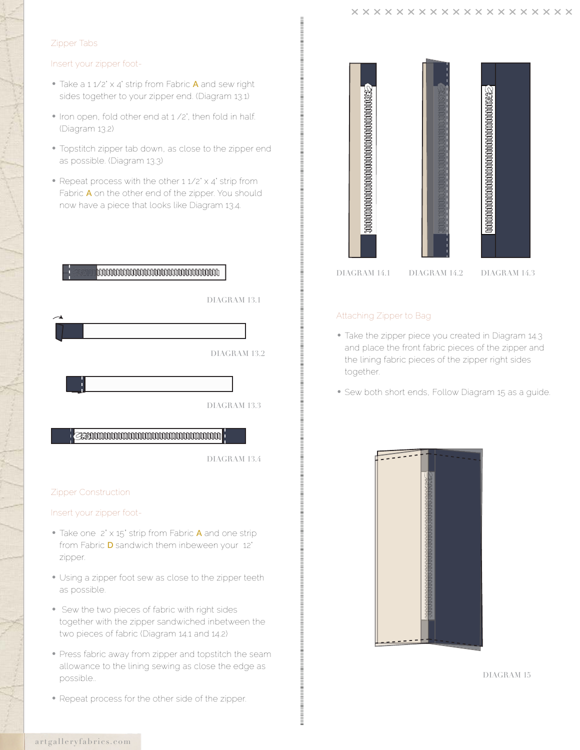## Zipper Tabs

### Insert your zipper foot-

- Take a 1 1/2" x 4" strip from Fabric **A** and sew right sides together to your zipper end. (Diagram 13.1)
- Iron open, fold other end at 1 /2", then fold in half. (Diagram 13.2)
- Topstitch zipper tab down, as close to the zipper end as possible. (Diagram 13.3)
- Repeat process with the other 1 1/2" x 4" strip from Fabric **A** on the other end of the zipper. You should now have a piece that looks like Diagram 13.4.

DIAGRAM 13.1

DIAGRAM 13.2

DIAGRAM 13.3

DIAGRAM 13.4

## Zipper Construction

### Insert your zipper foot-

- Take one 2" x 15" strip from Fabric **A** and one strip from Fabric **D** sandwich them inbeween your 12" zipper.
- Using a zipper foot sew as close to the zipper teeth as possible.
- Sew the two pieces of fabric with right sides together with the zipper sandwiched inbetween the two pieces of fabric (Diagram 14.1 and 14.2)
- Press fabric away from zipper and topstitch the seam allowance to the lining sewing as close the edge as possible..
- Repeat process for the other side of the zipper.

DIAGRAM 14.1 DIAGRAM 14.2 DIAGRAM 14.3

## Attaching Zipper to Bag

- Take the zipper piece you created in Diagram 14.3 and place the front fabric pieces of the zipper and the lining fabric pieces of the zipper right sides together.
- Sew both short ends, Follow Diagram 15 as a guide.

DIAGRAM 15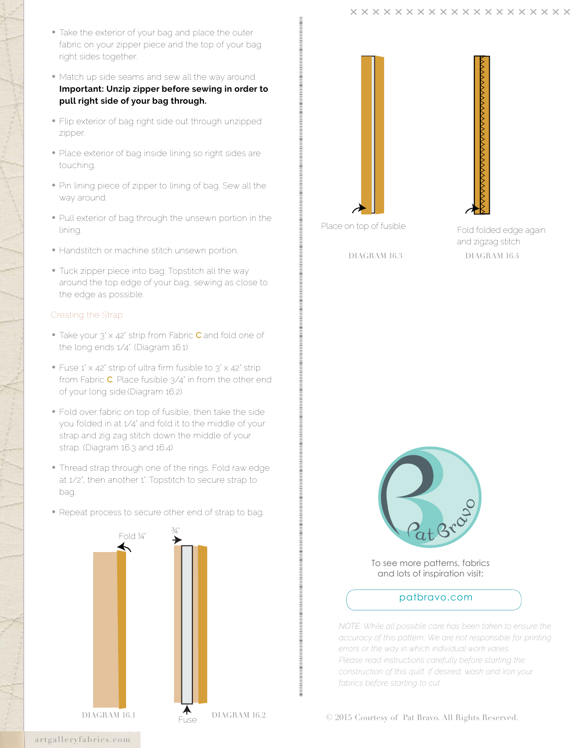- Take the exterior of your bag and place the outer fabric on your zipper piece and the top of your bag right sides together.
- Match up side seams and sew all the way around. **Important: Unzip zipper before sewing in order to pull right side of your bag through.**
- Flip exterior of bag right side out through unzipped zipper.
- Place exterior of bag inside lining so right sides are touching.
- Pin lining piece of zipper to lining of bag. Sew all the way around.
- Pull exterior of bag through the unsewn portion in the lining.
- Handstitch or machine stitch unsewn portion.
- Tuck zipper piece into bag. Topstitch all the way around the top edge of your bag, sewing as close to the edge as possible.

## Creating the Strap

- Take your 3" x 42" strip from Fabric **C** and fold one of the long ends 1/4". (Diagram 16.1)
- Fuse 1" x 42" strip of ultra firm fusible to 3" x 42" strip from Fabric **C**. Place fusible 3/4" in from the other end of your long side.(Diagram 16.2)
- Fold over fabric on top of fusible, then take the side you folded in at 1/4" and fold it to the middle of your strap and zig zag stitch down the middle of your strap. (Diagram 16.3 and 16.4)
- Thread strap through one of the rings. Fold raw edge at 1/2", then another 1". Topstitch to secure strap to bag.
- Repeat process to secure other end of strap to bag.

Fold ¼"

DIAGRAM 16.1

¾"

Fuse

DIAGRAM 16.2

Place on top of fusible

DIAGRAM 16.3

Fold folded edge again and zigzag stitch

DIAGRAM 16.4

Pat Bravo

To see more patterns, fabrics and lots of inspiration visit:

patbravo.com

*NOTE: While all possible care has been taken to ensure the accuracy of this pattern, We are not responsible for printing errors or the way in which individual work varies. Please read instructions carefully before starting the construction of this quilt. If desired, wash and iron your fabrics before starting to cut.*

© 2015 Courtesy of Pat Bravo. All Rights Reserved.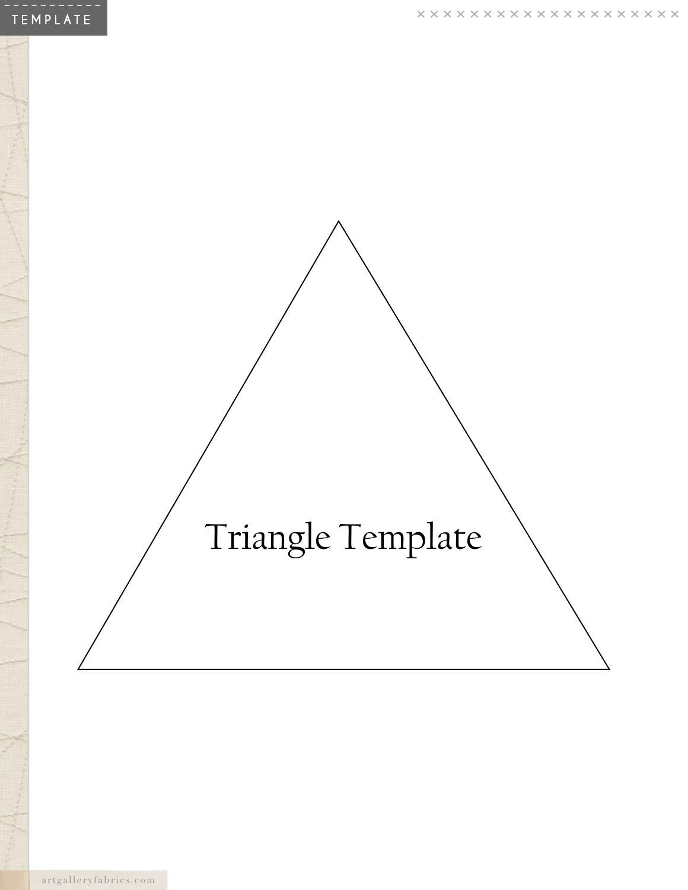Triangle Template